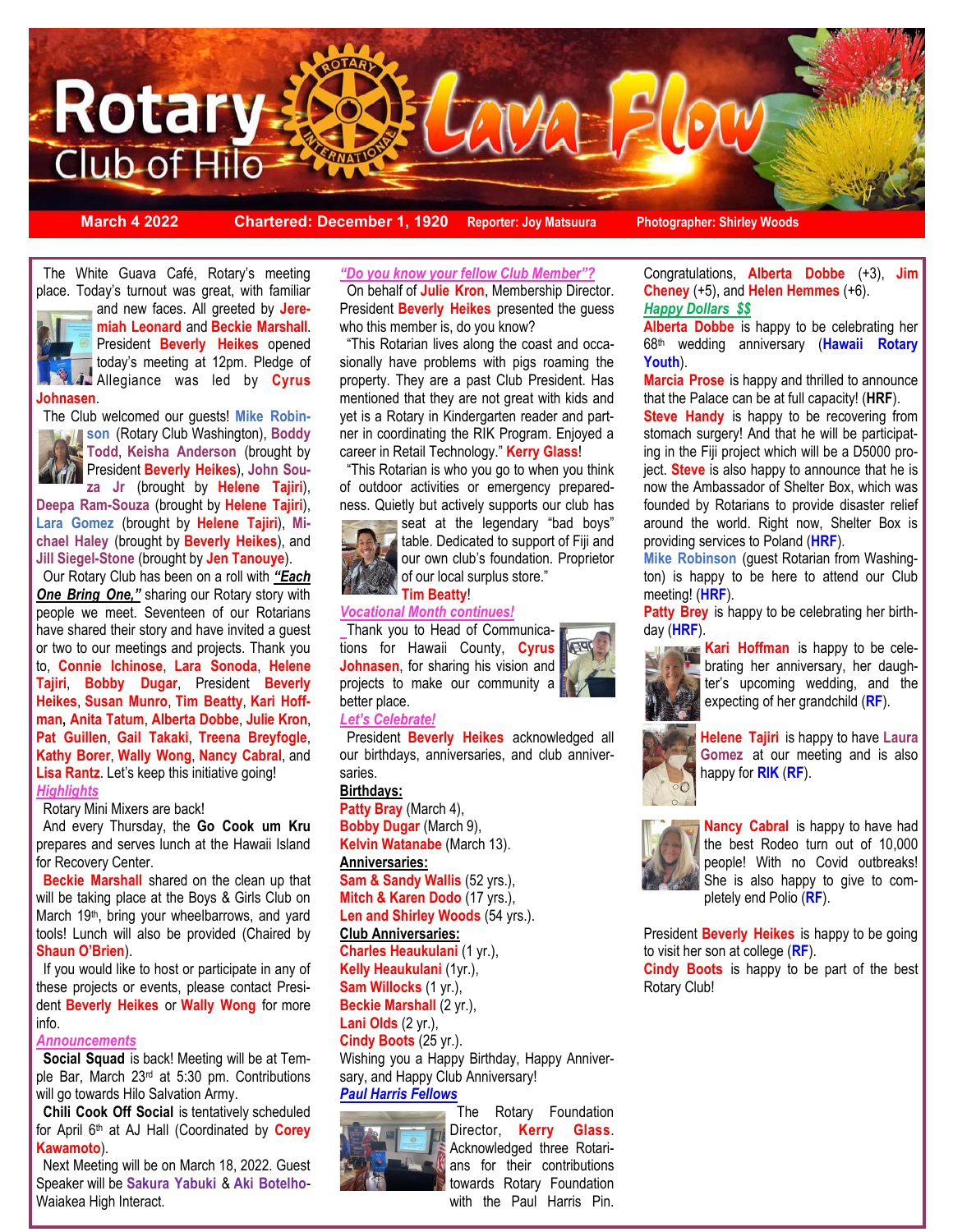# Rotary Club of Hilo — Lava Flow

**March 4 2022** | **Chartered: December 1, 1920** | **Reporter: Joy Matsuura** | **Photographer: Shirley Woods**

The White Guava Café, Rotary's meeting place. Today's turnout was great, with familiar and new faces. All greeted by **Jeremiah Leonard** and **Beckie Marshall**. President **Beverly Heikes** opened today's meeting at 12pm. Pledge of Allegiance was led by **Cyrus Johnasen**.

The Club welcomed our guests! **Mike Robinson** (Rotary Club Washington), **Boddy Todd**, **Keisha Anderson** (brought by President **Beverly Heikes**), **John Souza Jr** (brought by **Helene Tajiri**), **Deepa Ram-Souza** (brought by **Helene Tajiri**), **Lara Gomez** (brought by **Helene Tajiri**), **Michael Haley** (brought by **Beverly Heikes**), and **Jill Siegel-Stone** (brought by **Jen Tanouye**).

Our Rotary Club has been on a roll with ***"Each One Bring One,"*** sharing our Rotary story with people we meet. Seventeen of our Rotarians have shared their story and have invited a guest or two to our meetings and projects. Thank you to, **Connie Ichinose**, **Lara Sonoda**, **Helene Tajiri**, **Bobby Dugar**, President **Beverly Heikes**, **Susan Munro**, **Tim Beatty**, **Kari Hoffman**, **Anita Tatum**, **Alberta Dobbe**, **Julie Kron**, **Pat Guillen**, **Gail Takaki**, **Treena Breyfogle**, **Kathy Borer**, **Wally Wong**, **Nancy Cabral**, and **Lisa Rantz**. Let's keep this initiative going!

### *Highlights*

Rotary Mini Mixers are back!

And every Thursday, the **Go Cook um Kru** prepares and serves lunch at the Hawaii Island for Recovery Center.

**Beckie Marshall** shared on the clean up that will be taking place at the Boys & Girls Club on March 19th, bring your wheelbarrows, and yard tools! Lunch will also be provided (Chaired by **Shaun O'Brien**).

If you would like to host or participate in any of these projects or events, please contact President **Beverly Heikes** or **Wally Wong** for more info.

### *Announcements*

**Social Squad** is back! Meeting will be at Temple Bar, March 23rd at 5:30 pm. Contributions will go towards Hilo Salvation Army.

**Chili Cook Off Social** is tentatively scheduled for April 6th at AJ Hall (Coordinated by **Corey Kawamoto**).

Next Meeting will be on March 18, 2022. Guest Speaker will be **Sakura Yabuki** & **Aki Botelho**-Waiakea High Interact.

### *"Do you know your fellow Club Member"?*

On behalf of **Julie Kron**, Membership Director. President **Beverly Heikes** presented the guess who this member is, do you know?

"This Rotarian lives along the coast and occasionally have problems with pigs roaming the property. They are a past Club President. Has mentioned that they are not great with kids and yet is a Rotary in Kindergarten reader and partner in coordinating the RIK Program. Enjoyed a career in Retail Technology." **Kerry Glass**!

"This Rotarian is who you go to when you think of outdoor activities or emergency preparedness. Quietly but actively supports our club has seat at the legendary "bad boys" table. Dedicated to support of Fiji and our own club's foundation. Proprietor of our local surplus store." **Tim Beatty**!

### *Vocational Month continues!*

Thank you to Head of Communications for Hawaii County, **Cyrus Johnasen**, for sharing his vision and projects to make our community a better place.

### *Let's Celebrate!*

President **Beverly Heikes** acknowledged all our birthdays, anniversaries, and club anniversaries.

**Birthdays:**
- **Patty Bray** (March 4),
- **Bobby Dugar** (March 9),
- **Kelvin Watanabe** (March 13).

**Anniversaries:**
- **Sam & Sandy Wallis** (52 yrs.),
- **Mitch & Karen Dodo** (17 yrs.),
- **Len and Shirley Woods** (54 yrs.).

**Club Anniversaries:**
- **Charles Heaukulani** (1 yr.),
- **Kelly Heaukulani** (1yr.),
- **Sam Willocks** (1 yr.),
- **Beckie Marshall** (2 yr.),
- **Lani Olds** (2 yr.),
- **Cindy Boots** (25 yr.).

Wishing you a Happy Birthday, Happy Anniversary, and Happy Club Anniversary!

### *Paul Harris Fellows*

The Rotary Foundation Director, **Kerry Glass**. Acknowledged three Rotarians for their contributions towards Rotary Foundation with the Paul Harris Pin. Congratulations, **Alberta Dobbe** (+3), **Jim Cheney** (+5), and **Helen Hemmes** (+6).

### *Happy Dollars $$*

**Alberta Dobbe** is happy to be celebrating her 68th wedding anniversary (**Hawaii Rotary Youth**).

**Marcia Prose** is happy and thrilled to announce that the Palace can be at full capacity! (**HRF**).

**Steve Handy** is happy to be recovering from stomach surgery! And that he will be participating in the Fiji project which will be a D5000 project. **Steve** is also happy to announce that he is now the Ambassador of Shelter Box, which was founded by Rotarians to provide disaster relief around the world. Right now, Shelter Box is providing services to Poland (**HRF**).

**Mike Robinson** (guest Rotarian from Washington) is happy to be here to attend our Club meeting! (**HRF**).

**Patty Brey** is happy to be celebrating her birthday (**HRF**).

**Kari Hoffman** is happy to be celebrating her anniversary, her daughter's upcoming wedding, and the expecting of her grandchild (**RF**).

**Helene Tajiri** is happy to have **Laura Gomez** at our meeting and is also happy for **RIK** (**RF**).

**Nancy Cabral** is happy to have had the best Rodeo turn out of 10,000 people! With no Covid outbreaks! She is also happy to give to completely end Polio (**RF**).

President **Beverly Heikes** is happy to be going to visit her son at college (**RF**).

**Cindy Boots** is happy to be part of the best Rotary Club!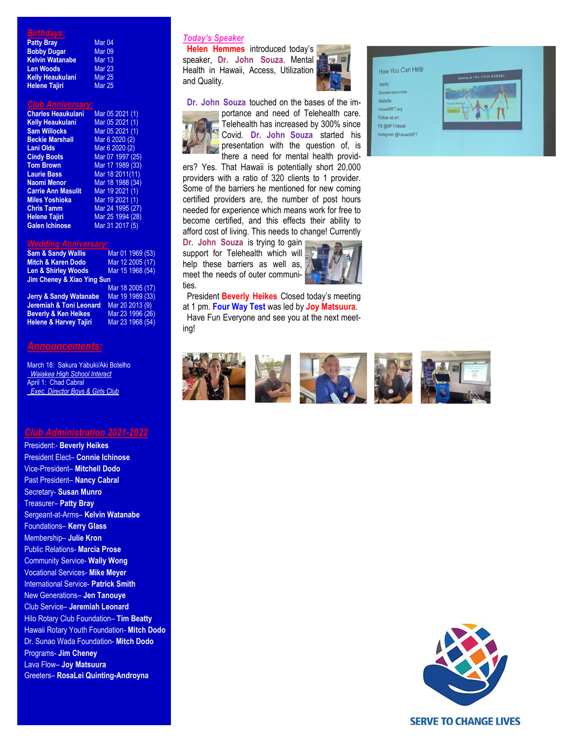## *Birthdays:*

| | |
|---|---|
| **Patty Bray** | Mar 04 |
| **Bobby Dugar** | Mar 09 |
| **Kelvin Watanabe** | Mar 13 |
| **Len Woods** | Mar 23 |
| **Kelly Heaukulani** | Mar 25 |
| **Helene Tajiri** | Mar 25 |

## *Club Anniversary:*

| | |
|---|---|
| **Charles Heaukulani** | Mar 05 2021 (1) |
| **Kelly Heaukulani** | Mar 05 2021 (1) |
| **Sam Willocks** | Mar 05 2021 (1) |
| **Beckie Marshall** | Mar 6 2020 (2) |
| **Lani Olds** | Mar 6 2020 (2) |
| **Cindy Boots** | Mar 07 1997 (25) |
| **Tom Brown** | Mar 17 1989 (33) |
| **Laurie Bass** | Mar 18 2011(11) |
| **Naomi Menor** | Mar 18 1988 (34) |
| **Carrie Ann Masulit** | Mar 19 2021 (1) |
| **Miles Yoshioka** | Mar 19 2021 (1) |
| **Chris Tamm** | Mar 24 1995 (27) |
| **Helene Tajiri** | Mar 25 1994 (28) |
| **Galen Ichinose** | Mar 31 2017 (5) |

## *Wedding Anniversary:*

| | |
|---|---|
| **Sam & Sandy Wallis** | Mar 01 1969 (53) |
| **Mitch & Karen Dodo** | Mar 12 2005 (17) |
| **Len & Shirley Woods** | Mar 15 1968 (54) |
| **Jim Cheney & Xiao Ying Sun** | Mar 18 2005 (17) |
| **Jerry & Sandy Watanabe** | Mar 19 1989 (33) |
| **Jeremiah & Toni Leonard** | Mar 20 2013 (9) |
| **Beverly & Ken Heikes** | Mar 23 1996 (26) |
| **Helene & Harvey Tajiri** | Mar 23 1968 (54) |

## *Announcements:*

March 18: Sakura Yabuki/Aki Botelho
*Waiakea High School Interact*
April 1: Chad Cabral
*Exec. Director Boys & Girls Club*

## *Club Administration 2021-2022*

President:- **Beverly Heikes**
President Elect– **Connie Ichinose**
Vice-President– **Mitchell Dodo**
Past President– **Nancy Cabral**
Secretary- **Susan Munro**
Treasurer– **Patty Bray**
Sergeant-at-Arms– **Kelvin Watanabe**
Foundations– **Kerry Glass**
Membership– **Julie Kron**
Public Relations- **Marcia Prose**
Community Service- **Wally Wong**
Vocational Services- **Mike Meyer**
International Service- **Patrick Smith**
New Generations– **Jen Tanouye**
Club Service– **Jeremiah Leonard**
Hilo Rotary Club Foundation– **Tim Beatty**
Hawaii Rotary Youth Foundation- **Mitch Dodo**
Dr. Sunao Wada Foundation- **Mitch Dodo**
Programs- **Jim Cheney**
Lava Flow– **Joy Matsuura**
Greeters– **RosaLei Quinting-Androyna**

## *Today's Speaker*

**Helen Hemmes** introduced today's speaker, **Dr. John Souza**. Mental Health in Hawaii, Access, Utilization and Quality.

**Dr. John Souza** touched on the bases of the importance and need of Telehealth care. Telehealth has increased by 300% since Covid. **Dr. John Souza** started his presentation with the question of, is there a need for mental health providers? Yes. That Hawaii is potentially short 20,000 providers with a ratio of 320 clients to 1 provider. Some of the barriers he mentioned for new coming certified providers are, the number of post hours needed for experience which means work for free to become certified, and this effects their ability to afford cost of living. This needs to change! Currently **Dr. John Souza** is trying to gain support for Telehealth which will help these barriers as well as, meet the needs of outer communities.

President **Beverly Heikes** Closed today's meeting at 1 pm. **Four Way Test** was led by **Joy Matsuura**.

Have Fun Everyone and see you at the next meeting!

SERVE TO CHANGE LIVES